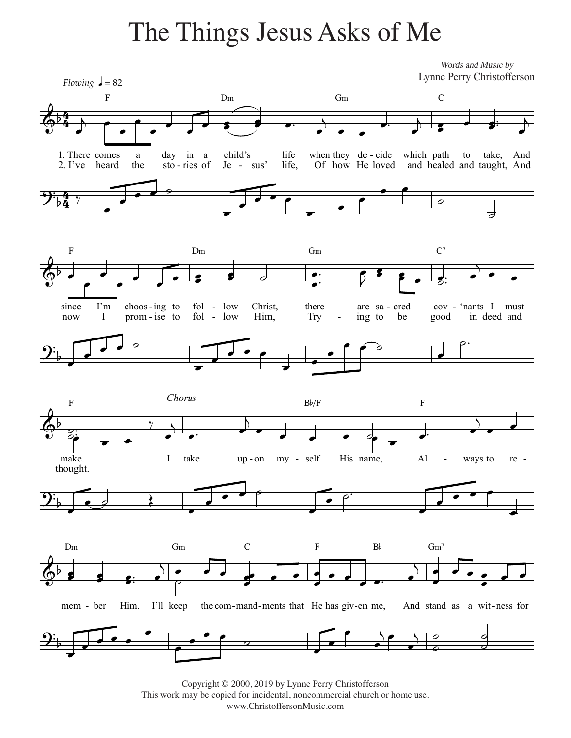# The Things Jesus Asks of Me

*Words and Music by*
Lynne Perry Christofferson

*Flowing* ♩ = 82

1. There comes a day in a child's life when they decide which path to take, And since I'm choosing to follow Christ, there are sacred cov-'nants I must make.
2. I've heard the stories of Jesus' life, Of how He loved and healed and taught, And now I promise to follow Him, Trying to be good in deed and thought.

*Chorus*

I take upon myself His name, Always to remember Him. I'll keep the commandments that He has given me, And stand as a witness for

Copyright © 2000, 2019 by Lynne Perry Christofferson
This work may be copied for incidental, noncommercial church or home use.
www.ChristoffersonMusic.com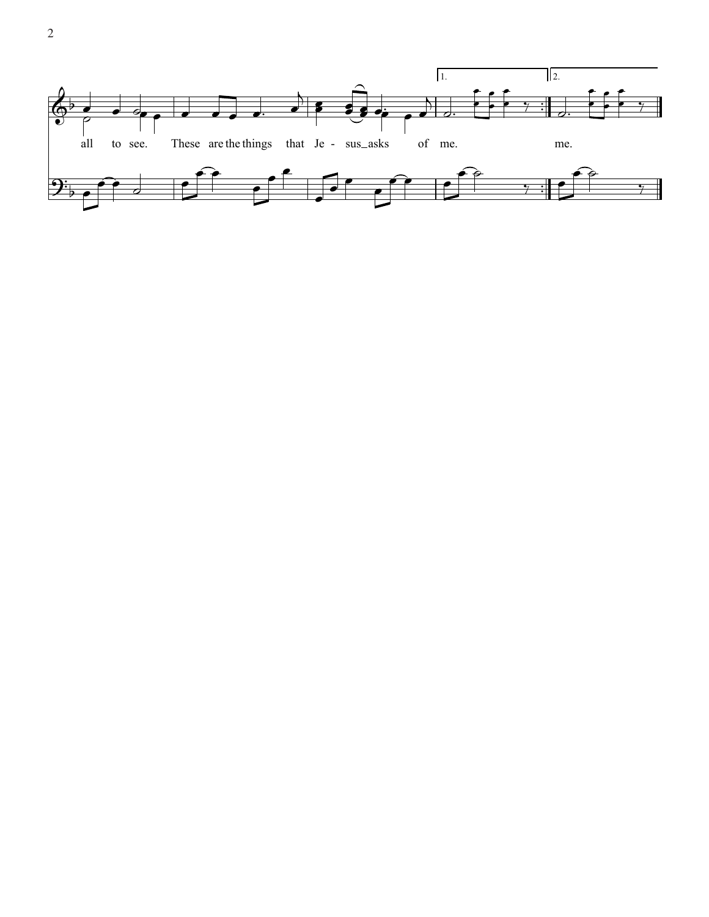1. 2.

all to see. These are the things that Je - sus_asks of me. me.